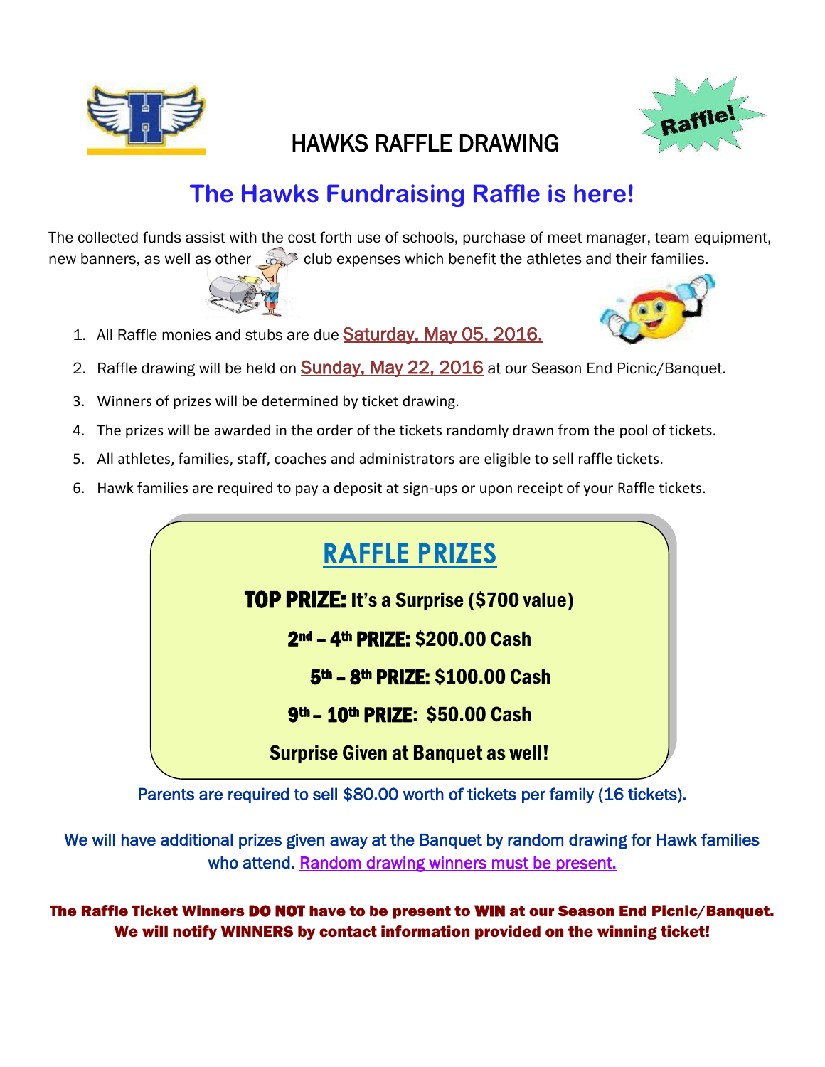# HAWKS RAFFLE DRAWING

## The Hawks Fundraising Raffle is here!

The collected funds assist with the cost forth use of schools, purchase of meet manager, team equipment, new banners, as well as other club expenses which benefit the athletes and their families.

1. All Raffle monies and stubs are due Saturday, May 05, 2016.
2. Raffle drawing will be held on Sunday, May 22, 2016 at our Season End Picnic/Banquet.
3. Winners of prizes will be determined by ticket drawing.
4. The prizes will be awarded in the order of the tickets randomly drawn from the pool of tickets.
5. All athletes, families, staff, coaches and administrators are eligible to sell raffle tickets.
6. Hawk families are required to pay a deposit at sign-ups or upon receipt of your Raffle tickets.

## RAFFLE PRIZES

**TOP PRIZE: It's a Surprise ($700 value)**

**2nd – 4th PRIZE: $200.00 Cash**

**5th – 8th PRIZE: $100.00 Cash**

**9th – 10th PRIZE: $50.00 Cash**

**Surprise Given at Banquet as well!**

Parents are required to sell $80.00 worth of tickets per family (16 tickets).

We will have additional prizes given away at the Banquet by random drawing for Hawk families who attend. Random drawing winners must be present.

**The Raffle Ticket Winners DO NOT have to be present to WIN at our Season End Picnic/Banquet. We will notify WINNERS by contact information provided on the winning ticket!**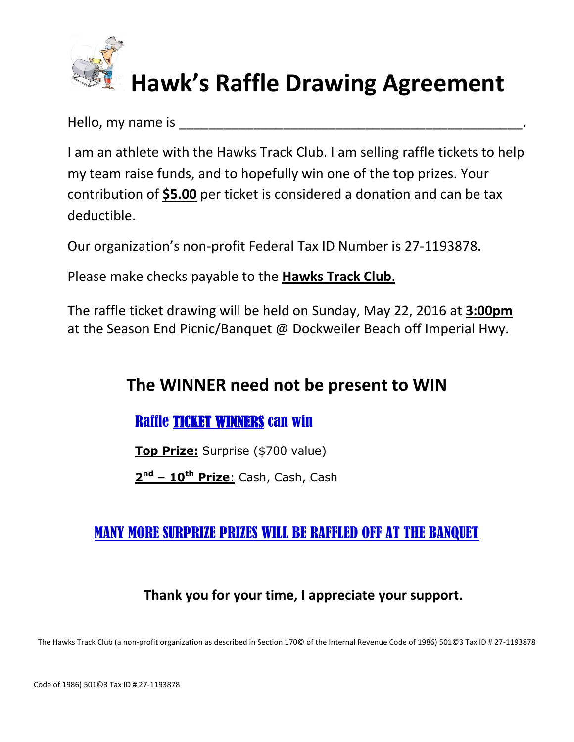# Hawk's Raffle Drawing Agreement

Hello, my name is _____________________________________________.

I am an athlete with the Hawks Track Club. I am selling raffle tickets to help my team raise funds, and to hopefully win one of the top prizes. Your contribution of **$5.00** per ticket is considered a donation and can be tax deductible.

Our organization's non-profit Federal Tax ID Number is 27-1193878.

Please make checks payable to the **Hawks Track Club**.

The raffle ticket drawing will be held on Sunday, May 22, 2016 at **3:00pm** at the Season End Picnic/Banquet @ Dockweiler Beach off Imperial Hwy.

## The WINNER need not be present to WIN

### Raffle TICKET WINNERS can win

**Top Prize:** Surprise ($700 value)

**2nd – 10th Prize**: Cash, Cash, Cash

### MANY MORE SURPRIZE PRIZES WILL BE RAFFLED OFF AT THE BANQUET

**Thank you for your time, I appreciate your support.**

The Hawks Track Club (a non-profit organization as described in Section 170© of the Internal Revenue Code of 1986) 501©3 Tax ID # 27-1193878

Code of 1986) 501©3 Tax ID # 27-1193878